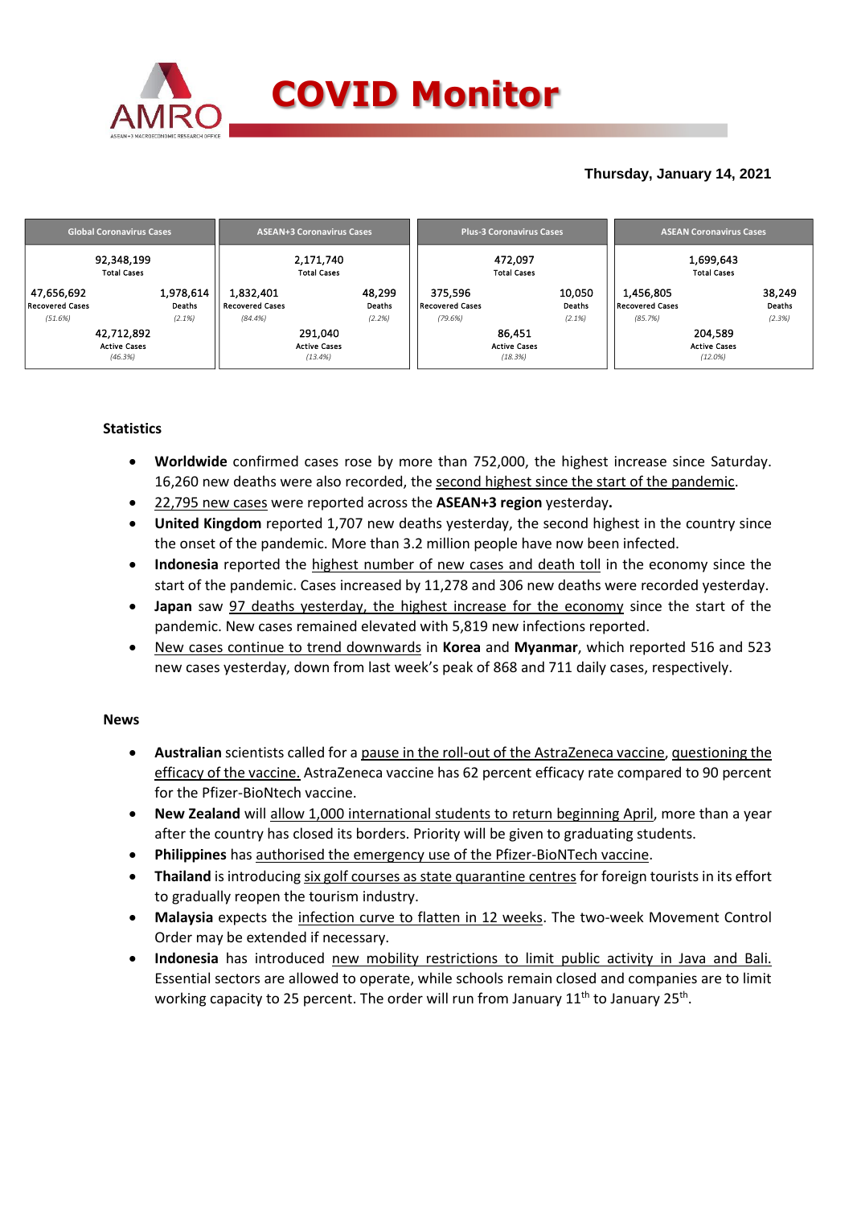# COVID Monitor

**Thursday, January 14, 2021**

| Global Coronavirus Cases | | ASEAN+3 Coronavirus Cases | | Plus-3 Coronavirus Cases | | ASEAN Coronavirus Cases | |
|---|---|---|---|---|---|---|---|
| 92,348,199 Total Cases | | 2,171,740 Total Cases | | 472,097 Total Cases | | 1,699,643 Total Cases | |
| 47,656,692 Recovered Cases (51.6%) | 1,978,614 Deaths (2.1%) | 1,832,401 Recovered Cases (84.4%) | 48,299 Deaths (2.2%) | 375,596 Recovered Cases (79.6%) | 10,050 Deaths (2.1%) | 1,456,805 Recovered Cases (85.7%) | 38,249 Deaths (2.3%) |
| 42,712,892 Active Cases (46.3%) | | 291,040 Active Cases (13.4%) | | 86,451 Active Cases (18.3%) | | 204,589 Active Cases (12.0%) | |

## Statistics

- **Worldwide** confirmed cases rose by more than 752,000, the highest increase since Saturday. 16,260 new deaths were also recorded, the second highest since the start of the pandemic.
- 22,795 new cases were reported across the **ASEAN+3 region** yesterday**.**
- **United Kingdom** reported 1,707 new deaths yesterday, the second highest in the country since the onset of the pandemic. More than 3.2 million people have now been infected.
- **Indonesia** reported the highest number of new cases and death toll in the economy since the start of the pandemic. Cases increased by 11,278 and 306 new deaths were recorded yesterday.
- **Japan** saw 97 deaths yesterday, the highest increase for the economy since the start of the pandemic. New cases remained elevated with 5,819 new infections reported.
- New cases continue to trend downwards in **Korea** and **Myanmar**, which reported 516 and 523 new cases yesterday, down from last week's peak of 868 and 711 daily cases, respectively.

## News

- **Australian** scientists called for a pause in the roll-out of the AstraZeneca vaccine, questioning the efficacy of the vaccine. AstraZeneca vaccine has 62 percent efficacy rate compared to 90 percent for the Pfizer-BioNtech vaccine.
- **New Zealand** will allow 1,000 international students to return beginning April, more than a year after the country has closed its borders. Priority will be given to graduating students.
- **Philippines** has authorised the emergency use of the Pfizer-BioNTech vaccine.
- **Thailand** is introducing six golf courses as state quarantine centres for foreign tourists in its effort to gradually reopen the tourism industry.
- **Malaysia** expects the infection curve to flatten in 12 weeks. The two-week Movement Control Order may be extended if necessary.
- **Indonesia** has introduced new mobility restrictions to limit public activity in Java and Bali. Essential sectors are allowed to operate, while schools remain closed and companies are to limit working capacity to 25 percent. The order will run from January 11th to January 25th.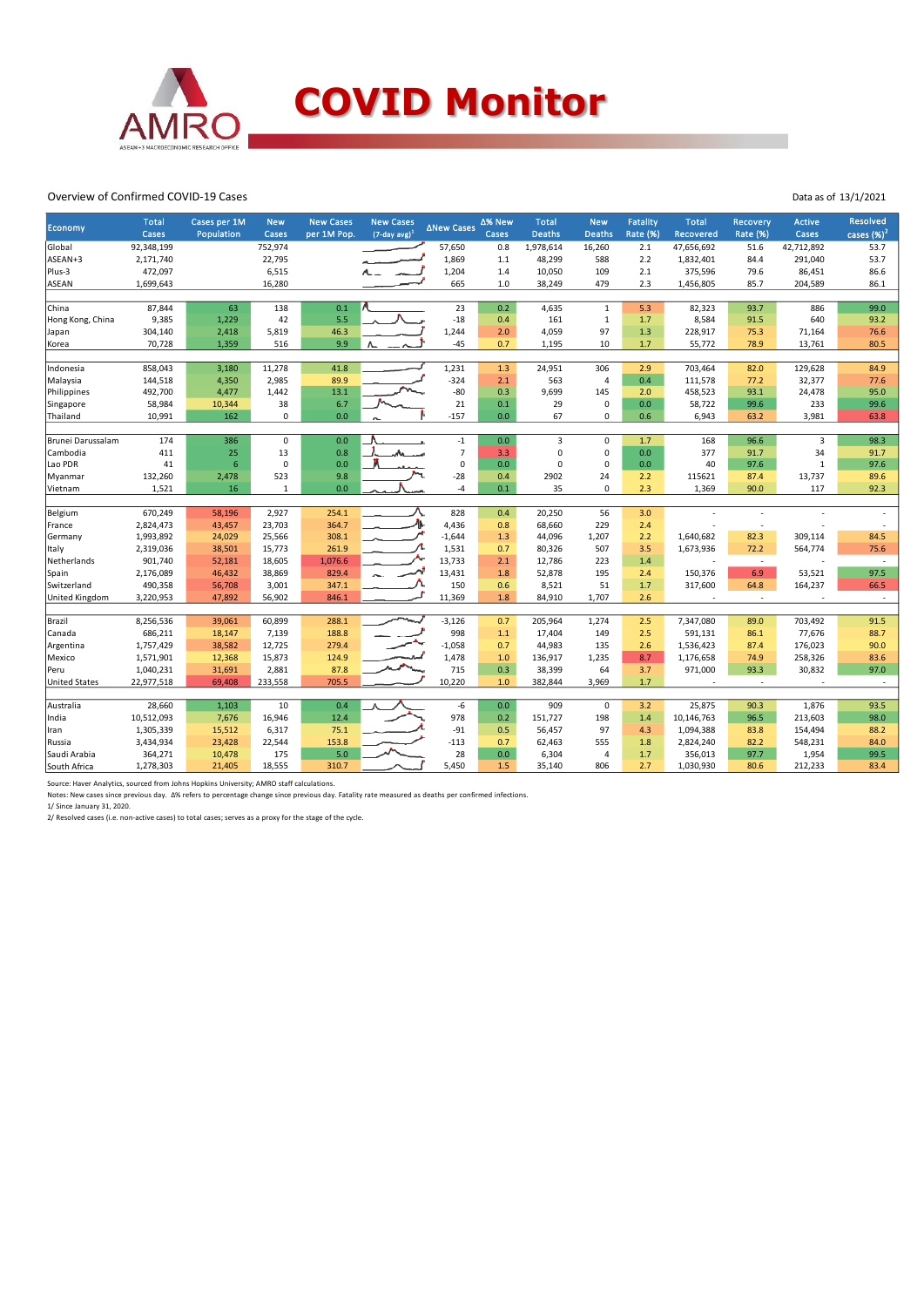# COVID Monitor

Overview of Confirmed COVID-19 Cases

Data as of 13/1/2021

| Economy | Total Cases | Cases per 1M Population | New Cases | New Cases per 1M Pop. | New Cases (7-day avg)[1] | ΔNew Cases | Δ% New Cases | Total Deaths | New Deaths | Fatality Rate (%) | Total Recovered | Recovery Rate (%) | Active Cases | Resolved cases (%)[2] |
|---|---|---|---|---|---|---|---|---|---|---|---|---|---|---|
| Global | 92,348,199 | | 752,974 | | | 57,650 | 0.8 | 1,978,614 | 16,260 | 2.1 | 47,656,692 | 51.6 | 42,712,892 | 53.7 |
| ASEAN+3 | 2,171,740 | | 22,795 | | | 1,869 | 1.1 | 48,299 | 588 | 2.2 | 1,832,401 | 84.4 | 291,040 | 53.7 |
| Plus-3 | 472,097 | | 6,515 | | | 1,204 | 1.4 | 10,050 | 109 | 2.1 | 375,596 | 79.6 | 86,451 | 86.6 |
| ASEAN | 1,699,643 | | 16,280 | | | 665 | 1.0 | 38,249 | 479 | 2.3 | 1,456,805 | 85.7 | 204,589 | 86.1 |
| | | | | | | | | | | | | | | |
| China | 87,844 | 63 | 138 | 0.1 | | 23 | 0.2 | 4,635 | 1 | 5.3 | 82,323 | 93.7 | 886 | 99.0 |
| Hong Kong, China | 9,385 | 1,229 | 42 | 5.5 | | -18 | 0.4 | 161 | 1 | 1.7 | 8,584 | 91.5 | 640 | 93.2 |
| Japan | 304,140 | 2,418 | 5,819 | 46.3 | | 1,244 | 2.0 | 4,059 | 97 | 1.3 | 228,917 | 75.3 | 71,164 | 76.6 |
| Korea | 70,728 | 1,359 | 516 | 9.9 | | -45 | 0.7 | 1,195 | 10 | 1.7 | 55,772 | 78.9 | 13,761 | 80.5 |
| | | | | | | | | | | | | | | |
| Indonesia | 858,043 | 3,180 | 11,278 | 41.8 | | 1,231 | 1.3 | 24,951 | 306 | 2.9 | 703,464 | 82.0 | 129,628 | 84.9 |
| Malaysia | 144,518 | 4,350 | 2,985 | 89.9 | | -324 | 2.1 | 563 | 4 | 0.4 | 111,578 | 77.2 | 32,377 | 77.6 |
| Philippines | 492,700 | 4,477 | 1,442 | 13.1 | | -80 | 0.3 | 9,699 | 145 | 2.0 | 458,523 | 93.1 | 24,478 | 95.0 |
| Singapore | 58,984 | 10,344 | 38 | 6.7 | | 21 | 0.1 | 29 | 0 | 0.0 | 58,722 | 99.6 | 233 | 99.6 |
| Thailand | 10,991 | 162 | 0 | 0.0 | | -157 | 0.0 | 67 | 0 | 0.6 | 6,943 | 63.2 | 3,981 | 63.8 |
| | | | | | | | | | | | | | | |
| Brunei Darussalam | 174 | 386 | 0 | 0.0 | | -1 | 0.0 | 3 | 0 | 1.7 | 168 | 96.6 | 3 | 98.3 |
| Cambodia | 411 | 25 | 13 | 0.8 | | 7 | 3.3 | 0 | 0 | 0.0 | 377 | 91.7 | 34 | 91.7 |
| Lao PDR | 41 | 6 | 0 | 0.0 | | 0 | 0.0 | 0 | 0 | 0.0 | 40 | 97.6 | 1 | 97.6 |
| Myanmar | 132,260 | 2,478 | 523 | 9.8 | | -28 | 0.4 | 2902 | 24 | 2.2 | 115621 | 87.4 | 13,737 | 89.6 |
| Vietnam | 1,521 | 16 | 1 | 0.0 | | -4 | 0.1 | 35 | 0 | 2.3 | 1,369 | 90.0 | 117 | 92.3 |
| | | | | | | | | | | | | | | |
| Belgium | 670,249 | 58,196 | 2,927 | 254.1 | | 828 | 0.4 | 20,250 | 56 | 3.0 | - | - | - | - |
| France | 2,824,473 | 43,457 | 23,703 | 364.7 | | 4,436 | 0.8 | 68,660 | 229 | 2.4 | - | - | - | - |
| Germany | 1,993,892 | 24,029 | 25,566 | 308.1 | | -1,644 | 1.3 | 44,096 | 1,207 | 2.2 | 1,640,682 | 82.3 | 309,114 | 84.5 |
| Italy | 2,319,036 | 38,501 | 15,773 | 261.9 | | 1,531 | 0.7 | 80,326 | 507 | 3.5 | 1,673,936 | 72.2 | 564,774 | 75.6 |
| Netherlands | 901,740 | 52,181 | 18,605 | 1,076.6 | | 13,733 | 2.1 | 12,786 | 223 | 1.4 | - | - | - | - |
| Spain | 2,176,089 | 46,432 | 38,869 | 829.4 | | 13,431 | 1.8 | 52,878 | 195 | 2.4 | 150,376 | 6.9 | 53,521 | 97.5 |
| Switzerland | 490,358 | 56,708 | 3,001 | 347.1 | | 150 | 0.6 | 8,521 | 51 | 1.7 | 317,600 | 64.8 | 164,237 | 66.5 |
| United Kingdom | 3,220,953 | 47,892 | 56,902 | 846.1 | | 11,369 | 1.8 | 84,910 | 1,707 | 2.6 | - | - | - | - |
| | | | | | | | | | | | | | | |
| Brazil | 8,256,536 | 39,061 | 60,899 | 288.1 | | -3,126 | 0.7 | 205,964 | 1,274 | 2.5 | 7,347,080 | 89.0 | 703,492 | 91.5 |
| Canada | 686,211 | 18,147 | 7,139 | 188.8 | | 998 | 1.1 | 17,404 | 149 | 2.5 | 591,131 | 86.1 | 77,676 | 88.7 |
| Argentina | 1,757,429 | 38,582 | 12,725 | 279.4 | | -1,058 | 0.7 | 44,983 | 135 | 2.6 | 1,536,423 | 87.4 | 176,023 | 90.0 |
| Mexico | 1,571,901 | 12,368 | 15,873 | 124.9 | | 1,478 | 1.0 | 136,917 | 1,235 | 8.7 | 1,176,658 | 74.9 | 258,326 | 83.6 |
| Peru | 1,040,231 | 31,691 | 2,881 | 87.8 | | 715 | 0.3 | 38,399 | 64 | 3.7 | 971,000 | 93.3 | 30,832 | 97.0 |
| United States | 22,977,518 | 69,408 | 233,558 | 705.5 | | 10,220 | 1.0 | 382,844 | 3,969 | 1.7 | - | - | - | - |
| | | | | | | | | | | | | | | |
| Australia | 28,660 | 1,103 | 10 | 0.4 | | -6 | 0.0 | 909 | 0 | 3.2 | 25,875 | 90.3 | 1,876 | 93.5 |
| India | 10,512,093 | 7,676 | 16,946 | 12.4 | | 978 | 0.2 | 151,727 | 198 | 1.4 | 10,146,763 | 96.5 | 213,603 | 98.0 |
| Iran | 1,305,339 | 15,512 | 6,317 | 75.1 | | -91 | 0.5 | 56,457 | 97 | 4.3 | 1,094,388 | 83.8 | 154,494 | 88.2 |
| Russia | 3,434,934 | 23,428 | 22,544 | 153.8 | | -113 | 0.7 | 62,463 | 555 | 1.8 | 2,824,240 | 82.2 | 548,231 | 84.0 |
| Saudi Arabia | 364,271 | 10,478 | 175 | 5.0 | | 28 | 0.0 | 6,304 | 4 | 1.7 | 356,013 | 97.7 | 1,954 | 99.5 |
| South Africa | 1,278,303 | 21,405 | 18,555 | 310.7 | | 5,450 | 1.5 | 35,140 | 806 | 2.7 | 1,030,930 | 80.6 | 212,233 | 83.4 |

Source: Haver Analytics, sourced from Johns Hopkins University; AMRO staff calculations.

Notes: New cases since previous day. Δ% refers to percentage change since previous day. Fatality rate measured as deaths per confirmed infections.

1/ Since January 31, 2020.

2/ Resolved cases (i.e. non-active cases) to total cases; serves as a proxy for the stage of the cycle.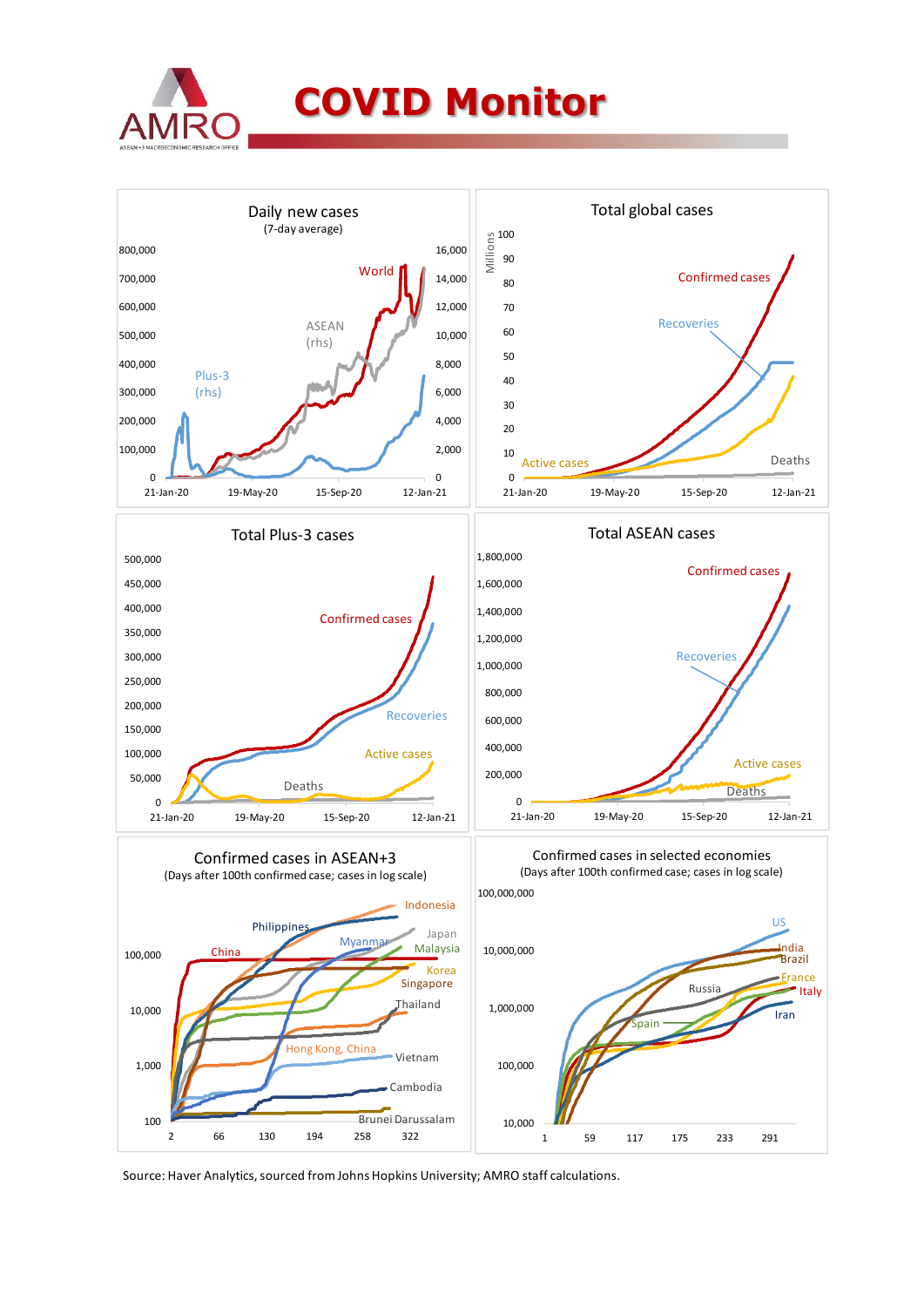# COVID Monitor

AMRO

ASEAN+3 MACROECONOMIC RESEARCH OFFICE

## Daily new cases

(7-day average)

800,000
700,000
600,000
500,000
400,000
300,000
200,000
100,000
0

16,000
14,000
12,000
10,000
8,000
6,000
4,000
2,000
0

World

ASEAN (rhs)

Plus-3 (rhs)

21-Jan-20 19-May-20 15-Sep-20 12-Jan-21

## Total global cases

Millions

100
90
80
70
60
50
40
30
20
10
0

Confirmed cases

Recoveries

Active cases

Deaths

21-Jan-20 19-May-20 15-Sep-20 12-Jan-21

## Total Plus-3 cases

500,000
450,000
400,000
350,000
300,000
250,000
200,000
150,000
100,000
50,000
0

Confirmed cases

Recoveries

Active cases

Deaths

21-Jan-20 19-May-20 15-Sep-20 12-Jan-21

## Total ASEAN cases

1,800,000
1,600,000
1,400,000
1,200,000
1,000,000
800,000
600,000
400,000
200,000
0

Confirmed cases

Recoveries

Active cases

Deaths

21-Jan-20 19-May-20 15-Sep-20 12-Jan-21

## Confirmed cases in ASEAN+3

(Days after 100th confirmed case; cases in log scale)

100,000
10,000
1,000
100

Indonesia
Philippines
Japan
Myanmar
Malaysia
China
Korea
Singapore
Thailand
Hong Kong, China
Vietnam
Cambodia
Brunei Darussalam

2 66 130 194 258 322

## Confirmed cases in selected economies

(Days after 100th confirmed case; cases in log scale)

100,000,000
10,000,000
1,000,000
100,000
10,000

US
India
Brazil
France
Italy
Russia
Iran
Spain

1 59 117 175 233 291

Source: Haver Analytics, sourced from Johns Hopkins University; AMRO staff calculations.